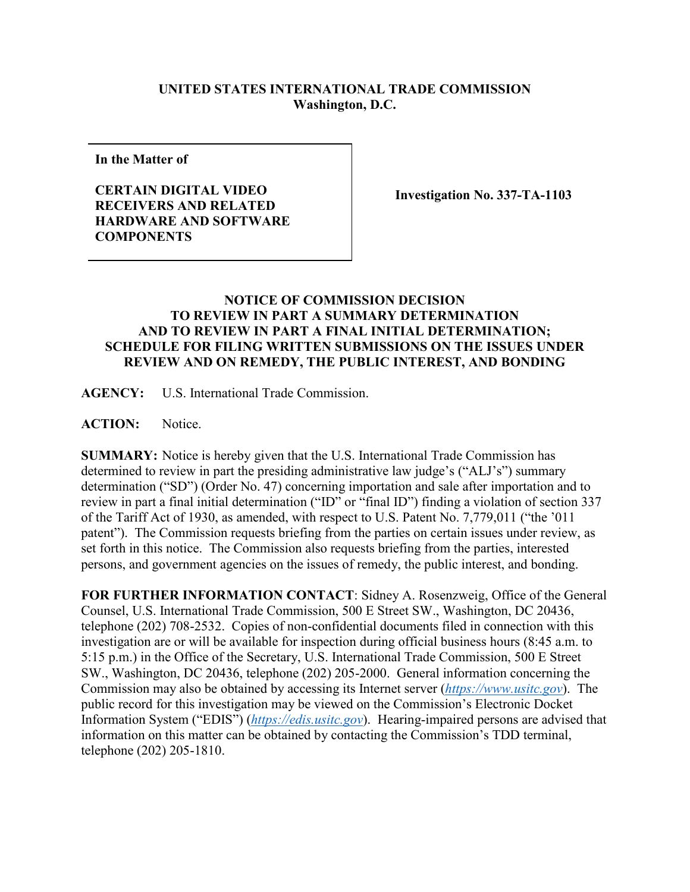**UNITED STATES INTERNATIONAL TRADE COMMISSION**
**Washington, D.C.**

| In the Matter of<br><br>**CERTAIN DIGITAL VIDEO RECEIVERS AND RELATED HARDWARE AND SOFTWARE COMPONENTS** | **Investigation No. 337-TA-1103** |
|---|---|

## NOTICE OF COMMISSION DECISION TO REVIEW IN PART A SUMMARY DETERMINATION AND TO REVIEW IN PART A FINAL INITIAL DETERMINATION; SCHEDULE FOR FILING WRITTEN SUBMISSIONS ON THE ISSUES UNDER REVIEW AND ON REMEDY, THE PUBLIC INTEREST, AND BONDING

**AGENCY:** U.S. International Trade Commission.

**ACTION:** Notice.

**SUMMARY:** Notice is hereby given that the U.S. International Trade Commission has determined to review in part the presiding administrative law judge's ("ALJ's") summary determination ("SD") (Order No. 47) concerning importation and sale after importation and to review in part a final initial determination ("ID" or "final ID") finding a violation of section 337 of the Tariff Act of 1930, as amended, with respect to U.S. Patent No. 7,779,011 ("the '011 patent"). The Commission requests briefing from the parties on certain issues under review, as set forth in this notice. The Commission also requests briefing from the parties, interested persons, and government agencies on the issues of remedy, the public interest, and bonding.

**FOR FURTHER INFORMATION CONTACT**: Sidney A. Rosenzweig, Office of the General Counsel, U.S. International Trade Commission, 500 E Street SW., Washington, DC 20436, telephone (202) 708-2532. Copies of non-confidential documents filed in connection with this investigation are or will be available for inspection during official business hours (8:45 a.m. to 5:15 p.m.) in the Office of the Secretary, U.S. International Trade Commission, 500 E Street SW., Washington, DC 20436, telephone (202) 205-2000. General information concerning the Commission may also be obtained by accessing its Internet server (*https://www.usitc.gov*). The public record for this investigation may be viewed on the Commission's Electronic Docket Information System ("EDIS") (*https://edis.usitc.gov*). Hearing-impaired persons are advised that information on this matter can be obtained by contacting the Commission's TDD terminal, telephone (202) 205-1810.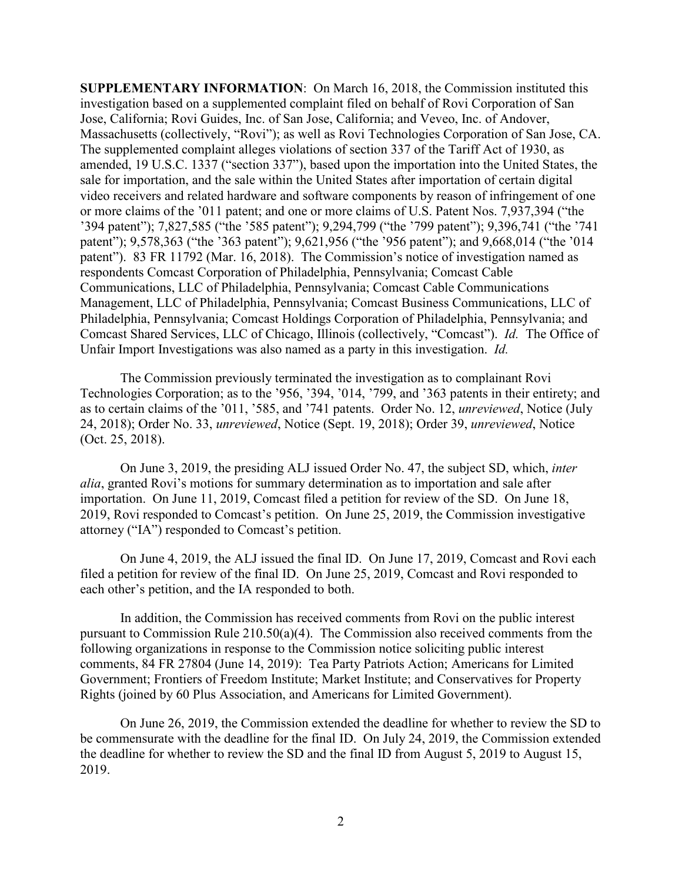**SUPPLEMENTARY INFORMATION**: On March 16, 2018, the Commission instituted this investigation based on a supplemented complaint filed on behalf of Rovi Corporation of San Jose, California; Rovi Guides, Inc. of San Jose, California; and Veveo, Inc. of Andover, Massachusetts (collectively, "Rovi"); as well as Rovi Technologies Corporation of San Jose, CA. The supplemented complaint alleges violations of section 337 of the Tariff Act of 1930, as amended, 19 U.S.C. 1337 ("section 337"), based upon the importation into the United States, the sale for importation, and the sale within the United States after importation of certain digital video receivers and related hardware and software components by reason of infringement of one or more claims of the '011 patent; and one or more claims of U.S. Patent Nos. 7,937,394 ("the '394 patent"); 7,827,585 ("the '585 patent"); 9,294,799 ("the '799 patent"); 9,396,741 ("the '741 patent"); 9,578,363 ("the '363 patent"); 9,621,956 ("the '956 patent"); and 9,668,014 ("the '014 patent"). 83 FR 11792 (Mar. 16, 2018). The Commission's notice of investigation named as respondents Comcast Corporation of Philadelphia, Pennsylvania; Comcast Cable Communications, LLC of Philadelphia, Pennsylvania; Comcast Cable Communications Management, LLC of Philadelphia, Pennsylvania; Comcast Business Communications, LLC of Philadelphia, Pennsylvania; Comcast Holdings Corporation of Philadelphia, Pennsylvania; and Comcast Shared Services, LLC of Chicago, Illinois (collectively, "Comcast"). *Id.* The Office of Unfair Import Investigations was also named as a party in this investigation. *Id.*

The Commission previously terminated the investigation as to complainant Rovi Technologies Corporation; as to the '956, '394, '014, '799, and '363 patents in their entirety; and as to certain claims of the '011, '585, and '741 patents. Order No. 12, *unreviewed*, Notice (July 24, 2018); Order No. 33, *unreviewed*, Notice (Sept. 19, 2018); Order 39, *unreviewed*, Notice (Oct. 25, 2018).

On June 3, 2019, the presiding ALJ issued Order No. 47, the subject SD, which, *inter alia*, granted Rovi's motions for summary determination as to importation and sale after importation. On June 11, 2019, Comcast filed a petition for review of the SD. On June 18, 2019, Rovi responded to Comcast's petition. On June 25, 2019, the Commission investigative attorney ("IA") responded to Comcast's petition.

On June 4, 2019, the ALJ issued the final ID. On June 17, 2019, Comcast and Rovi each filed a petition for review of the final ID. On June 25, 2019, Comcast and Rovi responded to each other's petition, and the IA responded to both.

In addition, the Commission has received comments from Rovi on the public interest pursuant to Commission Rule 210.50(a)(4). The Commission also received comments from the following organizations in response to the Commission notice soliciting public interest comments, 84 FR 27804 (June 14, 2019): Tea Party Patriots Action; Americans for Limited Government; Frontiers of Freedom Institute; Market Institute; and Conservatives for Property Rights (joined by 60 Plus Association, and Americans for Limited Government).

On June 26, 2019, the Commission extended the deadline for whether to review the SD to be commensurate with the deadline for the final ID. On July 24, 2019, the Commission extended the deadline for whether to review the SD and the final ID from August 5, 2019 to August 15, 2019.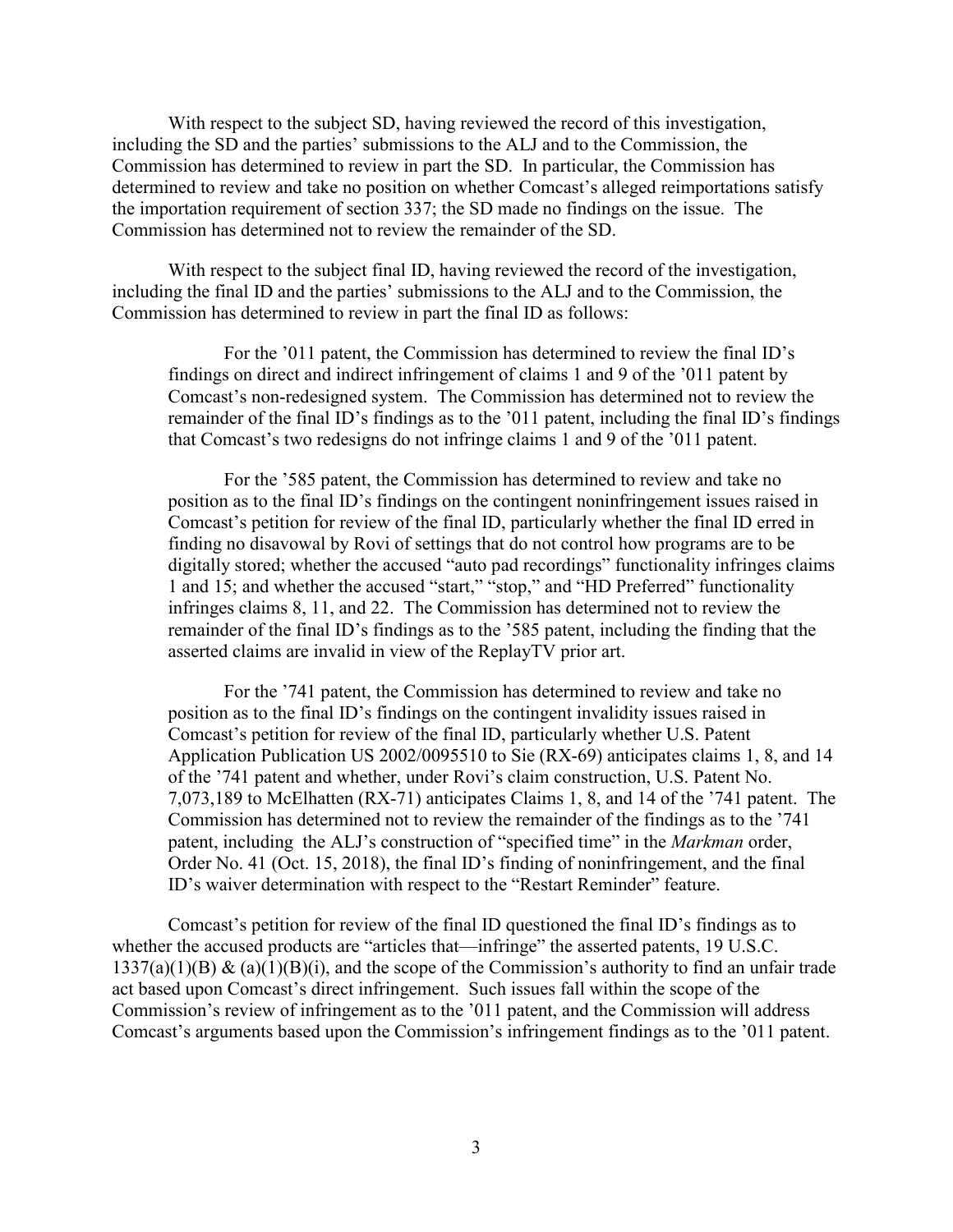With respect to the subject SD, having reviewed the record of this investigation, including the SD and the parties' submissions to the ALJ and to the Commission, the Commission has determined to review in part the SD. In particular, the Commission has determined to review and take no position on whether Comcast's alleged reimportations satisfy the importation requirement of section 337; the SD made no findings on the issue. The Commission has determined not to review the remainder of the SD.

With respect to the subject final ID, having reviewed the record of the investigation, including the final ID and the parties' submissions to the ALJ and to the Commission, the Commission has determined to review in part the final ID as follows:

> For the '011 patent, the Commission has determined to review the final ID's findings on direct and indirect infringement of claims 1 and 9 of the '011 patent by Comcast's non-redesigned system. The Commission has determined not to review the remainder of the final ID's findings as to the '011 patent, including the final ID's findings that Comcast's two redesigns do not infringe claims 1 and 9 of the '011 patent.
>
> For the '585 patent, the Commission has determined to review and take no position as to the final ID's findings on the contingent noninfringement issues raised in Comcast's petition for review of the final ID, particularly whether the final ID erred in finding no disavowal by Rovi of settings that do not control how programs are to be digitally stored; whether the accused "auto pad recordings" functionality infringes claims 1 and 15; and whether the accused "start," "stop," and "HD Preferred" functionality infringes claims 8, 11, and 22. The Commission has determined not to review the remainder of the final ID's findings as to the '585 patent, including the finding that the asserted claims are invalid in view of the ReplayTV prior art.
>
> For the '741 patent, the Commission has determined to review and take no position as to the final ID's findings on the contingent invalidity issues raised in Comcast's petition for review of the final ID, particularly whether U.S. Patent Application Publication US 2002/0095510 to Sie (RX-69) anticipates claims 1, 8, and 14 of the '741 patent and whether, under Rovi's claim construction, U.S. Patent No. 7,073,189 to McElhatten (RX-71) anticipates Claims 1, 8, and 14 of the '741 patent. The Commission has determined not to review the remainder of the findings as to the '741 patent, including the ALJ's construction of "specified time" in the *Markman* order, Order No. 41 (Oct. 15, 2018), the final ID's finding of noninfringement, and the final ID's waiver determination with respect to the "Restart Reminder" feature.

Comcast's petition for review of the final ID questioned the final ID's findings as to whether the accused products are "articles that—infringe" the asserted patents, 19 U.S.C. 1337(a)(1)(B) & (a)(1)(B)(i), and the scope of the Commission's authority to find an unfair trade act based upon Comcast's direct infringement. Such issues fall within the scope of the Commission's review of infringement as to the '011 patent, and the Commission will address Comcast's arguments based upon the Commission's infringement findings as to the '011 patent.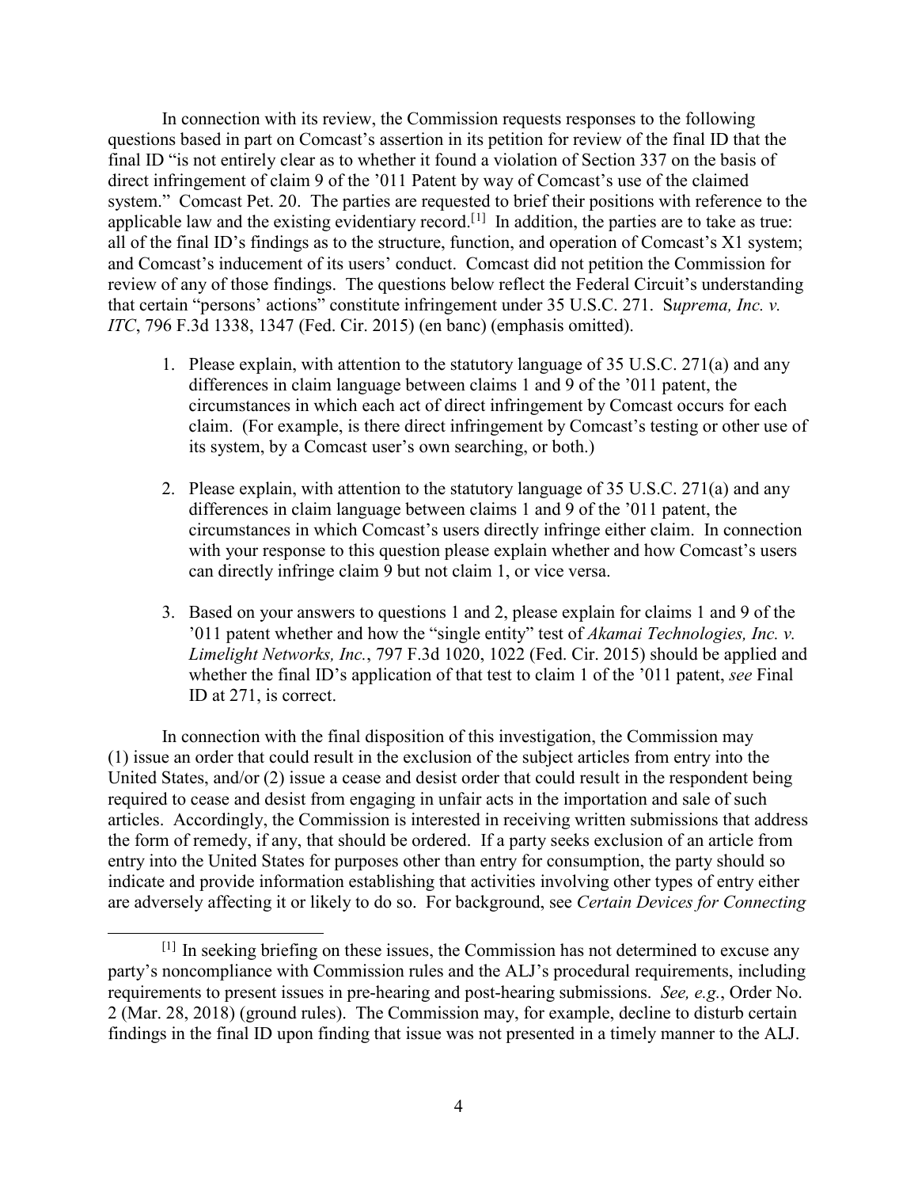In connection with its review, the Commission requests responses to the following questions based in part on Comcast's assertion in its petition for review of the final ID that the final ID "is not entirely clear as to whether it found a violation of Section 337 on the basis of direct infringement of claim 9 of the '011 Patent by way of Comcast's use of the claimed system." Comcast Pet. 20. The parties are requested to brief their positions with reference to the applicable law and the existing evidentiary record.[1] In addition, the parties are to take as true: all of the final ID's findings as to the structure, function, and operation of Comcast's X1 system; and Comcast's inducement of its users' conduct. Comcast did not petition the Commission for review of any of those findings. The questions below reflect the Federal Circuit's understanding that certain "persons' actions" constitute infringement under 35 U.S.C. 271. S*uprema, Inc. v. ITC*, 796 F.3d 1338, 1347 (Fed. Cir. 2015) (en banc) (emphasis omitted).

1. Please explain, with attention to the statutory language of 35 U.S.C. 271(a) and any differences in claim language between claims 1 and 9 of the '011 patent, the circumstances in which each act of direct infringement by Comcast occurs for each claim. (For example, is there direct infringement by Comcast's testing or other use of its system, by a Comcast user's own searching, or both.)

2. Please explain, with attention to the statutory language of 35 U.S.C. 271(a) and any differences in claim language between claims 1 and 9 of the '011 patent, the circumstances in which Comcast's users directly infringe either claim. In connection with your response to this question please explain whether and how Comcast's users can directly infringe claim 9 but not claim 1, or vice versa.

3. Based on your answers to questions 1 and 2, please explain for claims 1 and 9 of the '011 patent whether and how the "single entity" test of *Akamai Technologies, Inc. v. Limelight Networks, Inc.*, 797 F.3d 1020, 1022 (Fed. Cir. 2015) should be applied and whether the final ID's application of that test to claim 1 of the '011 patent, *see* Final ID at 271, is correct.

In connection with the final disposition of this investigation, the Commission may (1) issue an order that could result in the exclusion of the subject articles from entry into the United States, and/or (2) issue a cease and desist order that could result in the respondent being required to cease and desist from engaging in unfair acts in the importation and sale of such articles. Accordingly, the Commission is interested in receiving written submissions that address the form of remedy, if any, that should be ordered. If a party seeks exclusion of an article from entry into the United States for purposes other than entry for consumption, the party should so indicate and provide information establishing that activities involving other types of entry either are adversely affecting it or likely to do so. For background, see *Certain Devices for Connecting*

---

[1] In seeking briefing on these issues, the Commission has not determined to excuse any party's noncompliance with Commission rules and the ALJ's procedural requirements, including requirements to present issues in pre-hearing and post-hearing submissions. *See, e.g.*, Order No. 2 (Mar. 28, 2018) (ground rules). The Commission may, for example, decline to disturb certain findings in the final ID upon finding that issue was not presented in a timely manner to the ALJ.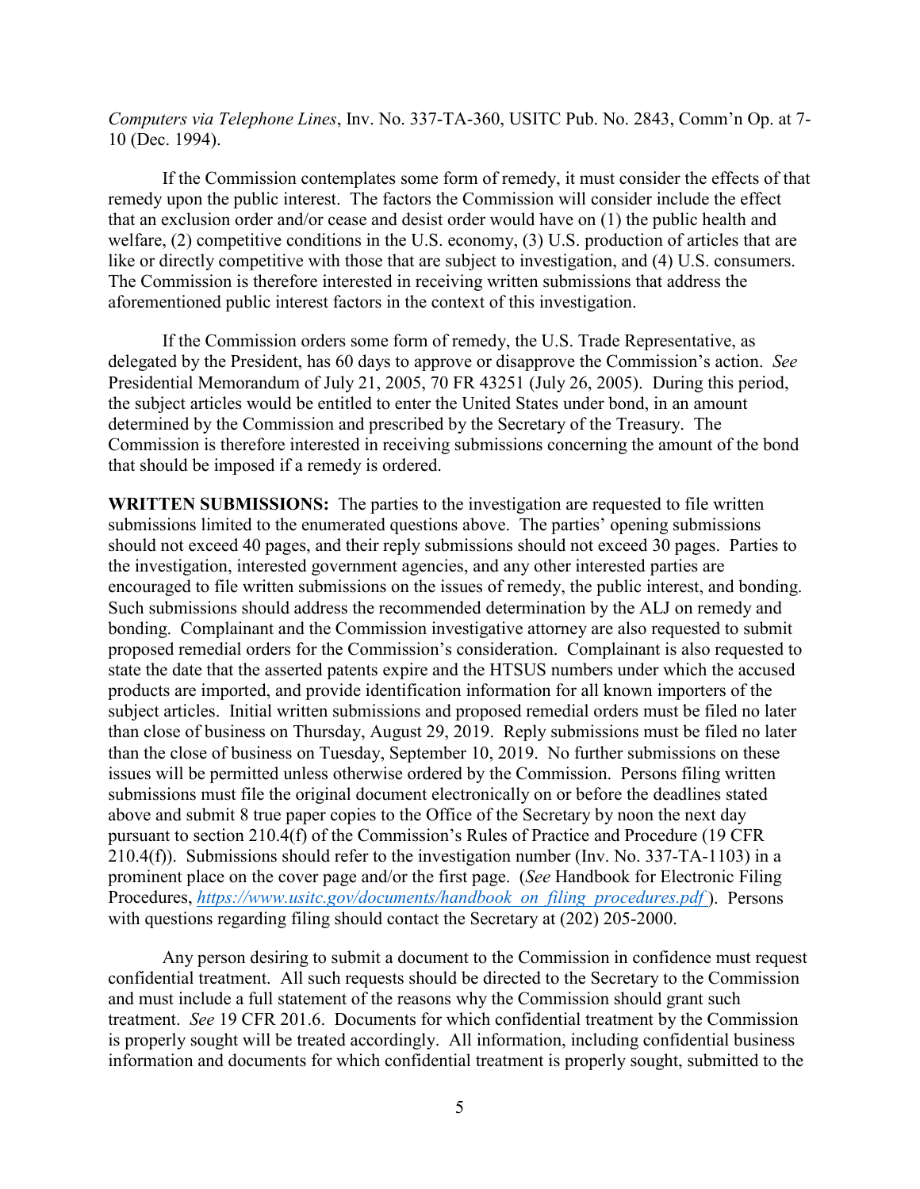*Computers via Telephone Lines*, Inv. No. 337-TA-360, USITC Pub. No. 2843, Comm'n Op. at 7-10 (Dec. 1994).

If the Commission contemplates some form of remedy, it must consider the effects of that remedy upon the public interest. The factors the Commission will consider include the effect that an exclusion order and/or cease and desist order would have on (1) the public health and welfare, (2) competitive conditions in the U.S. economy, (3) U.S. production of articles that are like or directly competitive with those that are subject to investigation, and (4) U.S. consumers. The Commission is therefore interested in receiving written submissions that address the aforementioned public interest factors in the context of this investigation.

If the Commission orders some form of remedy, the U.S. Trade Representative, as delegated by the President, has 60 days to approve or disapprove the Commission's action. *See* Presidential Memorandum of July 21, 2005, 70 FR 43251 (July 26, 2005). During this period, the subject articles would be entitled to enter the United States under bond, in an amount determined by the Commission and prescribed by the Secretary of the Treasury. The Commission is therefore interested in receiving submissions concerning the amount of the bond that should be imposed if a remedy is ordered.

**WRITTEN SUBMISSIONS:** The parties to the investigation are requested to file written submissions limited to the enumerated questions above. The parties' opening submissions should not exceed 40 pages, and their reply submissions should not exceed 30 pages. Parties to the investigation, interested government agencies, and any other interested parties are encouraged to file written submissions on the issues of remedy, the public interest, and bonding. Such submissions should address the recommended determination by the ALJ on remedy and bonding. Complainant and the Commission investigative attorney are also requested to submit proposed remedial orders for the Commission's consideration. Complainant is also requested to state the date that the asserted patents expire and the HTSUS numbers under which the accused products are imported, and provide identification information for all known importers of the subject articles. Initial written submissions and proposed remedial orders must be filed no later than close of business on Thursday, August 29, 2019. Reply submissions must be filed no later than the close of business on Tuesday, September 10, 2019. No further submissions on these issues will be permitted unless otherwise ordered by the Commission. Persons filing written submissions must file the original document electronically on or before the deadlines stated above and submit 8 true paper copies to the Office of the Secretary by noon the next day pursuant to section 210.4(f) of the Commission's Rules of Practice and Procedure (19 CFR 210.4(f)). Submissions should refer to the investigation number (Inv. No. 337-TA-1103) in a prominent place on the cover page and/or the first page. (*See* Handbook for Electronic Filing Procedures, *https://www.usitc.gov/documents/handbook_on_filing_procedures.pdf*). Persons with questions regarding filing should contact the Secretary at (202) 205-2000.

Any person desiring to submit a document to the Commission in confidence must request confidential treatment. All such requests should be directed to the Secretary to the Commission and must include a full statement of the reasons why the Commission should grant such treatment. *See* 19 CFR 201.6. Documents for which confidential treatment by the Commission is properly sought will be treated accordingly. All information, including confidential business information and documents for which confidential treatment is properly sought, submitted to the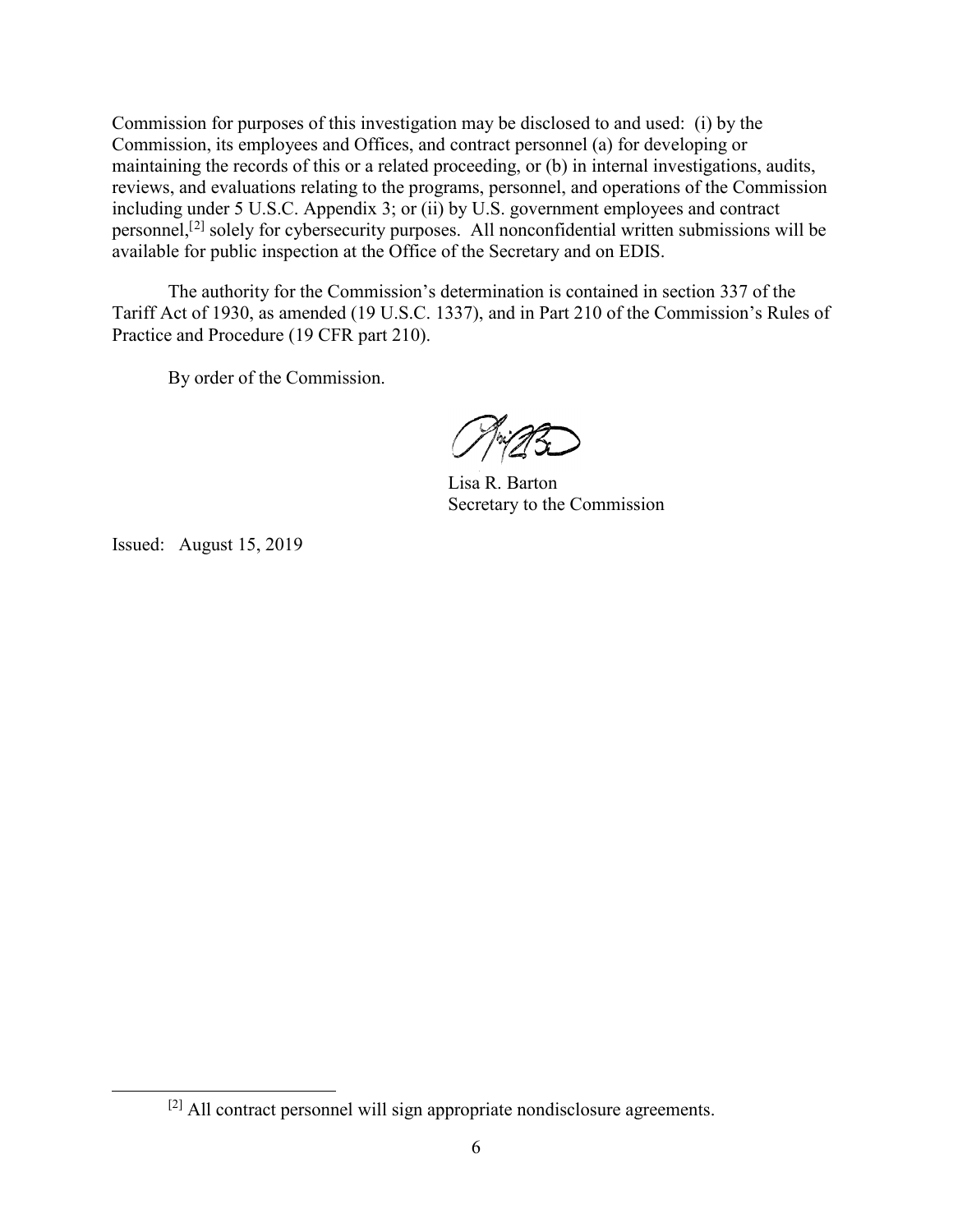Commission for purposes of this investigation may be disclosed to and used: (i) by the Commission, its employees and Offices, and contract personnel (a) for developing or maintaining the records of this or a related proceeding, or (b) in internal investigations, audits, reviews, and evaluations relating to the programs, personnel, and operations of the Commission including under 5 U.S.C. Appendix 3; or (ii) by U.S. government employees and contract personnel,[2] solely for cybersecurity purposes. All nonconfidential written submissions will be available for public inspection at the Office of the Secretary and on EDIS.

The authority for the Commission's determination is contained in section 337 of the Tariff Act of 1930, as amended (19 U.S.C. 1337), and in Part 210 of the Commission's Rules of Practice and Procedure (19 CFR part 210).

By order of the Commission.

Lisa R. Barton
Secretary to the Commission

Issued: August 15, 2019

[2] All contract personnel will sign appropriate nondisclosure agreements.